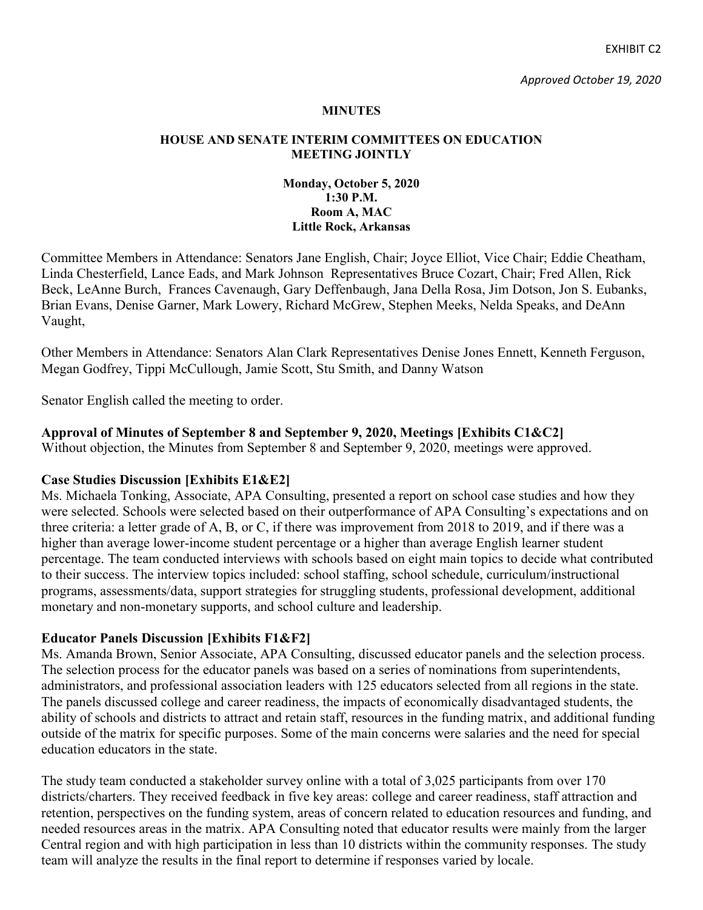EXHIBIT C2

*Approved October 19, 2020*

# MINUTES

## HOUSE AND SENATE INTERIM COMMITTEES ON EDUCATION MEETING JOINTLY

**Monday, October 5, 2020**
**1:30 P.M.**
**Room A, MAC**
**Little Rock, Arkansas**

Committee Members in Attendance: Senators Jane English, Chair; Joyce Elliot, Vice Chair; Eddie Cheatham, Linda Chesterfield, Lance Eads, and Mark Johnson Representatives Bruce Cozart, Chair; Fred Allen, Rick Beck, LeAnne Burch, Frances Cavenaugh, Gary Deffenbaugh, Jana Della Rosa, Jim Dotson, Jon S. Eubanks, Brian Evans, Denise Garner, Mark Lowery, Richard McGrew, Stephen Meeks, Nelda Speaks, and DeAnn Vaught,

Other Members in Attendance: Senators Alan Clark Representatives Denise Jones Ennett, Kenneth Ferguson, Megan Godfrey, Tippi McCullough, Jamie Scott, Stu Smith, and Danny Watson

Senator English called the meeting to order.

**Approval of Minutes of September 8 and September 9, 2020, Meetings [Exhibits C1&C2]**
Without objection, the Minutes from September 8 and September 9, 2020, meetings were approved.

**Case Studies Discussion [Exhibits E1&E2]**
Ms. Michaela Tonking, Associate, APA Consulting, presented a report on school case studies and how they were selected. Schools were selected based on their outperformance of APA Consulting's expectations and on three criteria: a letter grade of A, B, or C, if there was improvement from 2018 to 2019, and if there was a higher than average lower-income student percentage or a higher than average English learner student percentage. The team conducted interviews with schools based on eight main topics to decide what contributed to their success. The interview topics included: school staffing, school schedule, curriculum/instructional programs, assessments/data, support strategies for struggling students, professional development, additional monetary and non-monetary supports, and school culture and leadership.

**Educator Panels Discussion [Exhibits F1&F2]**
Ms. Amanda Brown, Senior Associate, APA Consulting, discussed educator panels and the selection process. The selection process for the educator panels was based on a series of nominations from superintendents, administrators, and professional association leaders with 125 educators selected from all regions in the state. The panels discussed college and career readiness, the impacts of economically disadvantaged students, the ability of schools and districts to attract and retain staff, resources in the funding matrix, and additional funding outside of the matrix for specific purposes. Some of the main concerns were salaries and the need for special education educators in the state.

The study team conducted a stakeholder survey online with a total of 3,025 participants from over 170 districts/charters. They received feedback in five key areas: college and career readiness, staff attraction and retention, perspectives on the funding system, areas of concern related to education resources and funding, and needed resources areas in the matrix. APA Consulting noted that educator results were mainly from the larger Central region and with high participation in less than 10 districts within the community responses. The study team will analyze the results in the final report to determine if responses varied by locale.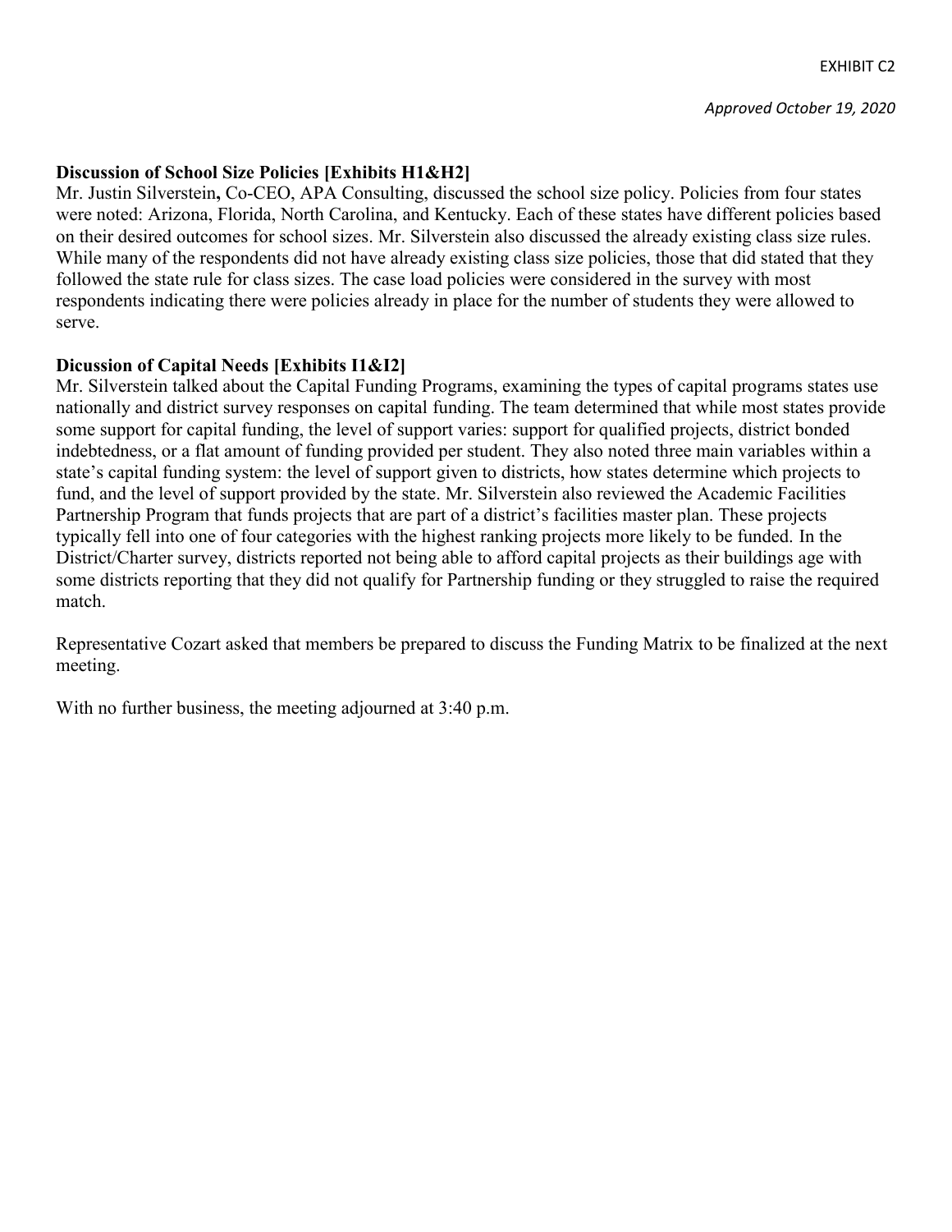EXHIBIT C2

*Approved October 19, 2020*

**Discussion of School Size Policies [Exhibits H1&H2]**

Mr. Justin Silverstein**,** Co-CEO, APA Consulting, discussed the school size policy. Policies from four states were noted: Arizona, Florida, North Carolina, and Kentucky. Each of these states have different policies based on their desired outcomes for school sizes. Mr. Silverstein also discussed the already existing class size rules. While many of the respondents did not have already existing class size policies, those that did stated that they followed the state rule for class sizes. The case load policies were considered in the survey with most respondents indicating there were policies already in place for the number of students they were allowed to serve.

**Dicussion of Capital Needs [Exhibits I1&I2]**

Mr. Silverstein talked about the Capital Funding Programs, examining the types of capital programs states use nationally and district survey responses on capital funding. The team determined that while most states provide some support for capital funding, the level of support varies: support for qualified projects, district bonded indebtedness, or a flat amount of funding provided per student. They also noted three main variables within a state's capital funding system: the level of support given to districts, how states determine which projects to fund, and the level of support provided by the state. Mr. Silverstein also reviewed the Academic Facilities Partnership Program that funds projects that are part of a district's facilities master plan. These projects typically fell into one of four categories with the highest ranking projects more likely to be funded. In the District/Charter survey, districts reported not being able to afford capital projects as their buildings age with some districts reporting that they did not qualify for Partnership funding or they struggled to raise the required match.

Representative Cozart asked that members be prepared to discuss the Funding Matrix to be finalized at the next meeting.

With no further business, the meeting adjourned at 3:40 p.m.